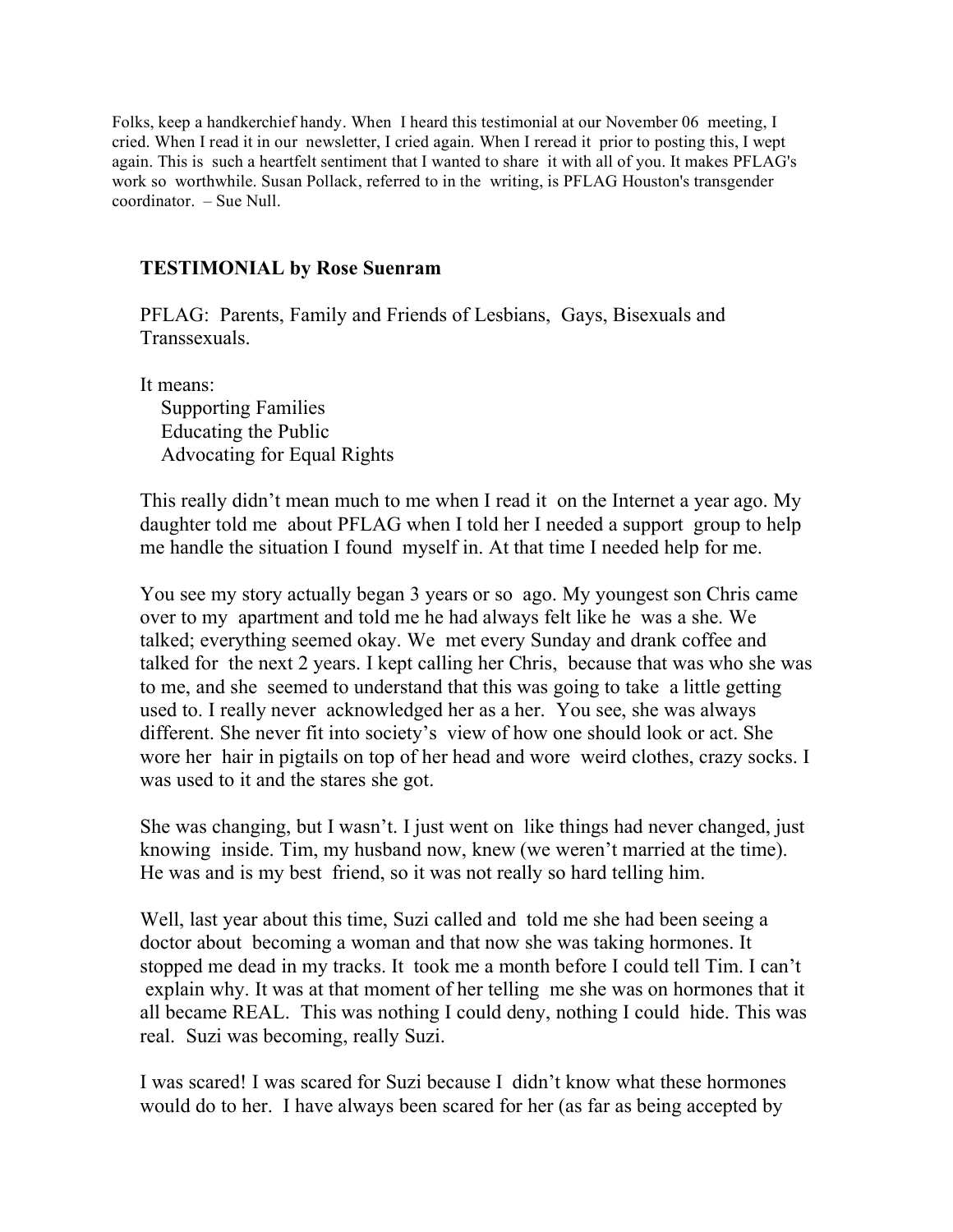Folks, keep a handkerchief handy. When I heard this testimonial at our November 06 meeting, I cried. When I read it in our newsletter, I cried again. When I reread it prior to posting this, I wept again. This is such a heartfelt sentiment that I wanted to share it with all of you. It makes PFLAG's work so worthwhile. Susan Pollack, referred to in the writing, is PFLAG Houston's transgender coordinator. – Sue Null.

**TESTIMONIAL by Rose Suenram**

PFLAG: Parents, Family and Friends of Lesbians, Gays, Bisexuals and Transsexuals.

It means:

Supporting Families  
Educating the Public  
Advocating for Equal Rights

This really didn't mean much to me when I read it on the Internet a year ago. My daughter told me about PFLAG when I told her I needed a support group to help me handle the situation I found myself in. At that time I needed help for me.

You see my story actually began 3 years or so ago. My youngest son Chris came over to my apartment and told me he had always felt like he was a she. We talked; everything seemed okay. We met every Sunday and drank coffee and talked for the next 2 years. I kept calling her Chris, because that was who she was to me, and she seemed to understand that this was going to take a little getting used to. I really never acknowledged her as a her. You see, she was always different. She never fit into society's view of how one should look or act. She wore her hair in pigtails on top of her head and wore weird clothes, crazy socks. I was used to it and the stares she got.

She was changing, but I wasn't. I just went on like things had never changed, just knowing inside. Tim, my husband now, knew (we weren't married at the time). He was and is my best friend, so it was not really so hard telling him.

Well, last year about this time, Suzi called and told me she had been seeing a doctor about becoming a woman and that now she was taking hormones. It stopped me dead in my tracks. It took me a month before I could tell Tim. I can't explain why. It was at that moment of her telling me she was on hormones that it all became REAL. This was nothing I could deny, nothing I could hide. This was real. Suzi was becoming, really Suzi.

I was scared! I was scared for Suzi because I didn't know what these hormones would do to her. I have always been scared for her (as far as being accepted by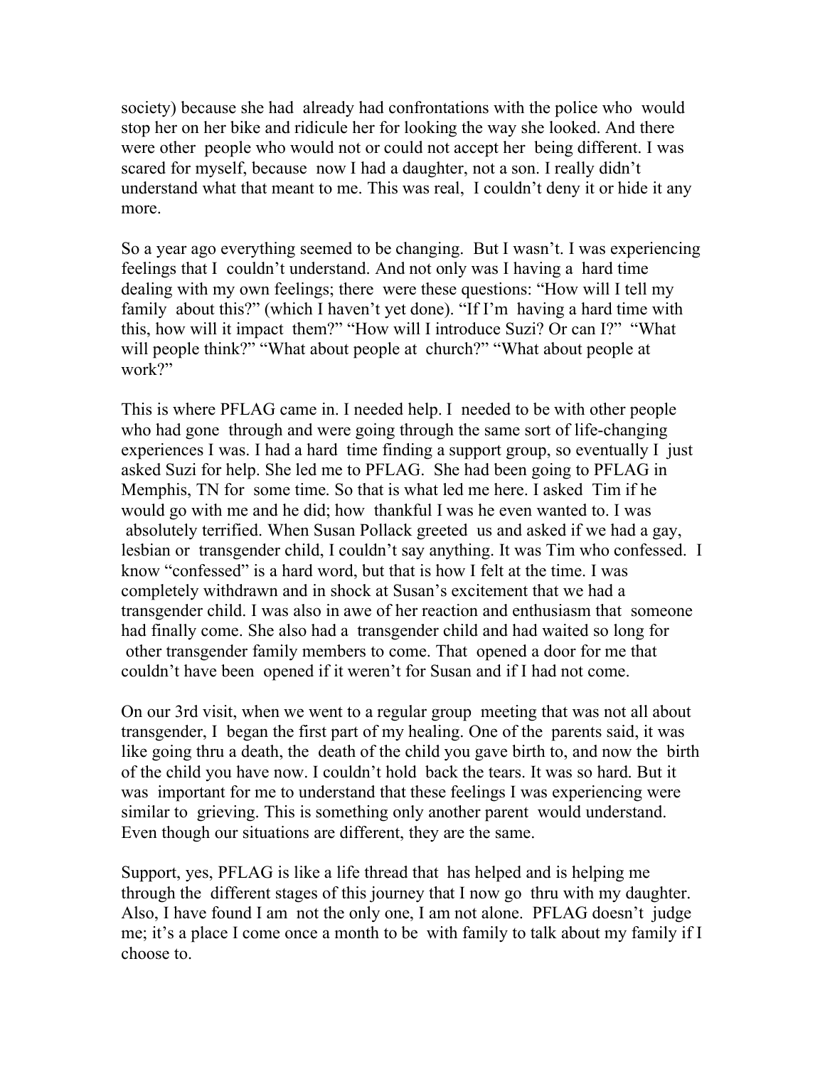society) because she had already had confrontations with the police who would stop her on her bike and ridicule her for looking the way she looked. And there were other people who would not or could not accept her being different. I was scared for myself, because now I had a daughter, not a son. I really didn't understand what that meant to me. This was real, I couldn't deny it or hide it any more.

So a year ago everything seemed to be changing. But I wasn't. I was experiencing feelings that I couldn't understand. And not only was I having a hard time dealing with my own feelings; there were these questions: "How will I tell my family about this?" (which I haven't yet done). "If I'm having a hard time with this, how will it impact them?" "How will I introduce Suzi? Or can I?" "What will people think?" "What about people at church?" "What about people at work?"

This is where PFLAG came in. I needed help. I needed to be with other people who had gone through and were going through the same sort of life-changing experiences I was. I had a hard time finding a support group, so eventually I just asked Suzi for help. She led me to PFLAG. She had been going to PFLAG in Memphis, TN for some time. So that is what led me here. I asked Tim if he would go with me and he did; how thankful I was he even wanted to. I was absolutely terrified. When Susan Pollack greeted us and asked if we had a gay, lesbian or transgender child, I couldn't say anything. It was Tim who confessed. I know "confessed" is a hard word, but that is how I felt at the time. I was completely withdrawn and in shock at Susan's excitement that we had a transgender child. I was also in awe of her reaction and enthusiasm that someone had finally come. She also had a transgender child and had waited so long for other transgender family members to come. That opened a door for me that couldn't have been opened if it weren't for Susan and if I had not come.

On our 3rd visit, when we went to a regular group meeting that was not all about transgender, I began the first part of my healing. One of the parents said, it was like going thru a death, the death of the child you gave birth to, and now the birth of the child you have now. I couldn't hold back the tears. It was so hard. But it was important for me to understand that these feelings I was experiencing were similar to grieving. This is something only another parent would understand. Even though our situations are different, they are the same.

Support, yes, PFLAG is like a life thread that has helped and is helping me through the different stages of this journey that I now go thru with my daughter. Also, I have found I am not the only one, I am not alone. PFLAG doesn't judge me; it's a place I come once a month to be with family to talk about my family if I choose to.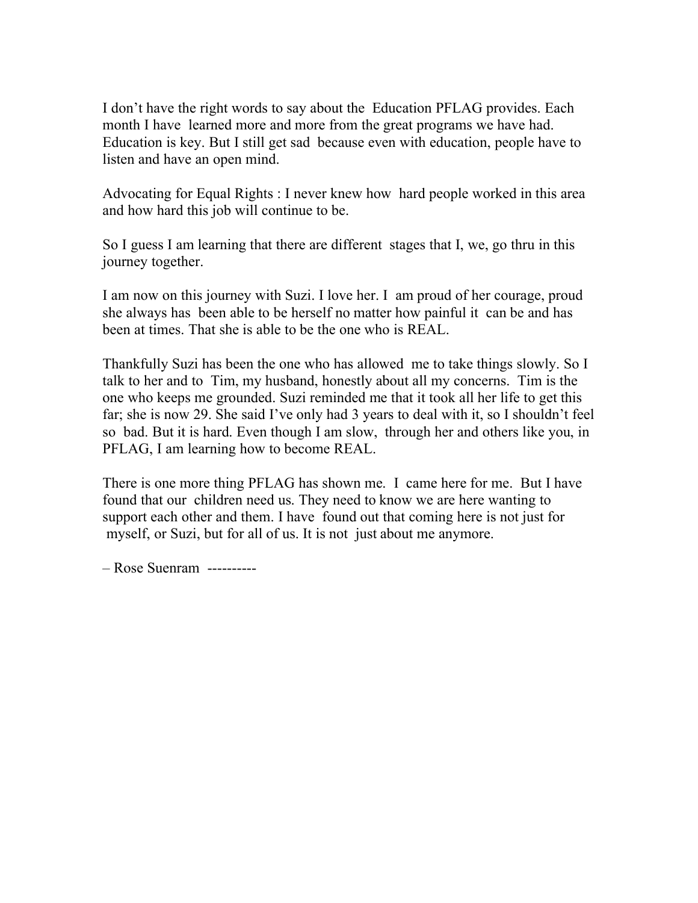I don't have the right words to say about the Education PFLAG provides. Each month I have learned more and more from the great programs we have had. Education is key. But I still get sad because even with education, people have to listen and have an open mind.

Advocating for Equal Rights : I never knew how hard people worked in this area and how hard this job will continue to be.

So I guess I am learning that there are different stages that I, we, go thru in this journey together.

I am now on this journey with Suzi. I love her. I am proud of her courage, proud she always has been able to be herself no matter how painful it can be and has been at times. That she is able to be the one who is REAL.

Thankfully Suzi has been the one who has allowed me to take things slowly. So I talk to her and to Tim, my husband, honestly about all my concerns. Tim is the one who keeps me grounded. Suzi reminded me that it took all her life to get this far; she is now 29. She said I've only had 3 years to deal with it, so I shouldn't feel so bad. But it is hard. Even though I am slow, through her and others like you, in PFLAG, I am learning how to become REAL.

There is one more thing PFLAG has shown me. I came here for me. But I have found that our children need us. They need to know we are here wanting to support each other and them. I have found out that coming here is not just for myself, or Suzi, but for all of us. It is not just about me anymore.

– Rose Suenram ----------